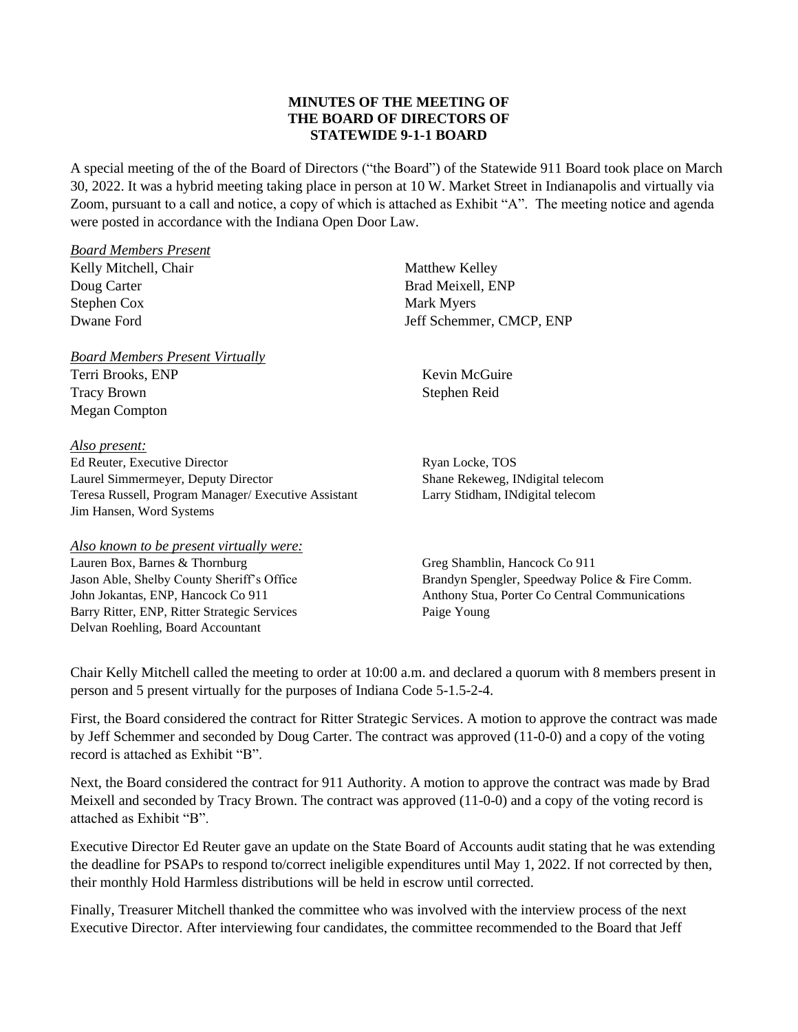**MINUTES OF THE MEETING OF**
**THE BOARD OF DIRECTORS OF**
**STATEWIDE 9-1-1 BOARD**

A special meeting of the of the Board of Directors ("the Board") of the Statewide 911 Board took place on March 30, 2022. It was a hybrid meeting taking place in person at 10 W. Market Street in Indianapolis and virtually via Zoom, pursuant to a call and notice, a copy of which is attached as Exhibit "A". The meeting notice and agenda were posted in accordance with the Indiana Open Door Law.

*Board Members Present*

Kelly Mitchell, Chair
Doug Carter
Stephen Cox
Dwane Ford
Matthew Kelley
Brad Meixell, ENP
Mark Myers
Jeff Schemmer, CMCP, ENP

*Board Members Present Virtually*

Terri Brooks, ENP
Tracy Brown
Megan Compton
Kevin McGuire
Stephen Reid

*Also present:*

Ed Reuter, Executive Director
Laurel Simmermeyer, Deputy Director
Teresa Russell, Program Manager/ Executive Assistant
Jim Hansen, Word Systems
Ryan Locke, TOS
Shane Rekeweg, INdigital telecom
Larry Stidham, INdigital telecom

*Also known to be present virtually were:*

Lauren Box, Barnes & Thornburg
Jason Able, Shelby County Sheriff's Office
John Jokantas, ENP, Hancock Co 911
Barry Ritter, ENP, Ritter Strategic Services
Delvan Roehling, Board Accountant
Greg Shamblin, Hancock Co 911
Brandyn Spengler, Speedway Police & Fire Comm.
Anthony Stua, Porter Co Central Communications
Paige Young

Chair Kelly Mitchell called the meeting to order at 10:00 a.m. and declared a quorum with 8 members present in person and 5 present virtually for the purposes of Indiana Code 5-1.5-2-4.

First, the Board considered the contract for Ritter Strategic Services. A motion to approve the contract was made by Jeff Schemmer and seconded by Doug Carter. The contract was approved (11-0-0) and a copy of the voting record is attached as Exhibit "B".

Next, the Board considered the contract for 911 Authority. A motion to approve the contract was made by Brad Meixell and seconded by Tracy Brown. The contract was approved (11-0-0) and a copy of the voting record is attached as Exhibit "B".

Executive Director Ed Reuter gave an update on the State Board of Accounts audit stating that he was extending the deadline for PSAPs to respond to/correct ineligible expenditures until May 1, 2022. If not corrected by then, their monthly Hold Harmless distributions will be held in escrow until corrected.

Finally, Treasurer Mitchell thanked the committee who was involved with the interview process of the next Executive Director. After interviewing four candidates, the committee recommended to the Board that Jeff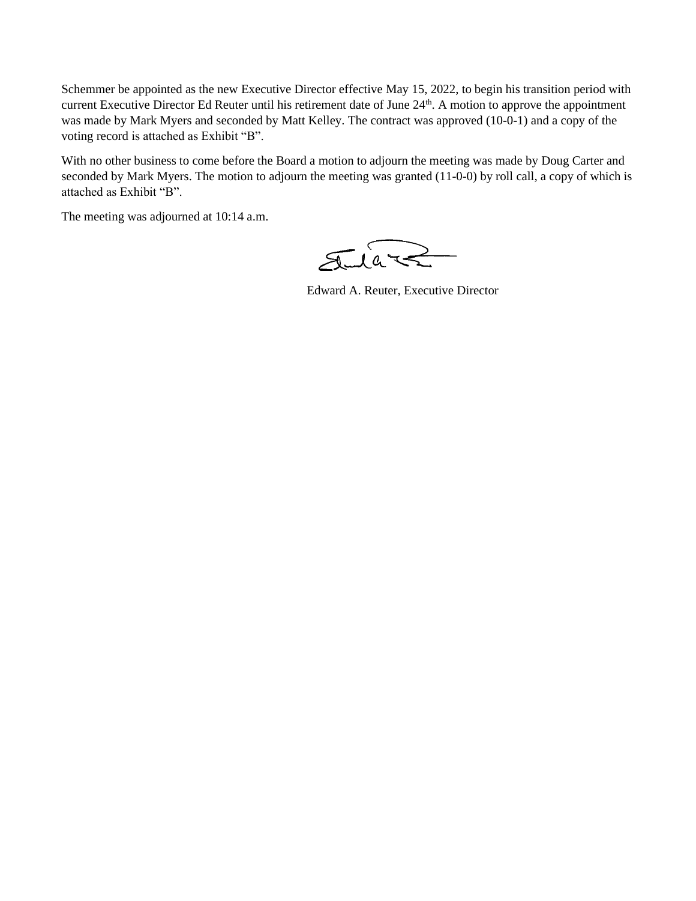Schemmer be appointed as the new Executive Director effective May 15, 2022, to begin his transition period with current Executive Director Ed Reuter until his retirement date of June 24th. A motion to approve the appointment was made by Mark Myers and seconded by Matt Kelley. The contract was approved (10-0-1) and a copy of the voting record is attached as Exhibit "B".

With no other business to come before the Board a motion to adjourn the meeting was made by Doug Carter and seconded by Mark Myers. The motion to adjourn the meeting was granted (11-0-0) by roll call, a copy of which is attached as Exhibit "B".

The meeting was adjourned at 10:14 a.m.

Edward A. Reuter, Executive Director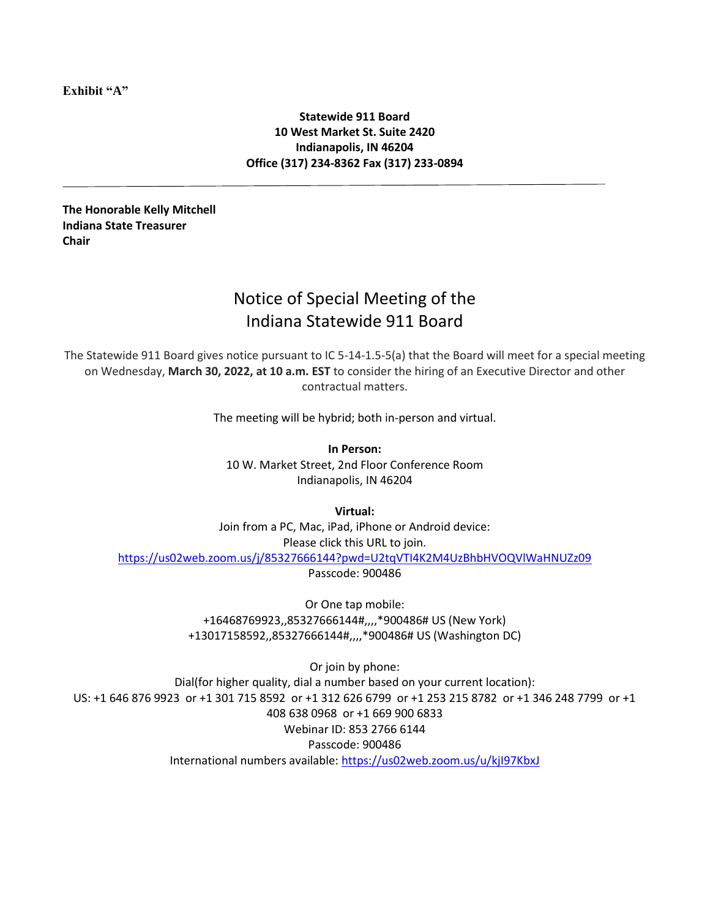**Exhibit "A"**

**Statewide 911 Board**
**10 West Market St. Suite 2420**
**Indianapolis, IN 46204**
**Office (317) 234-8362 Fax (317) 233-0894**

---

**The Honorable Kelly Mitchell**
**Indiana State Treasurer**
**Chair**

# Notice of Special Meeting of the Indiana Statewide 911 Board

The Statewide 911 Board gives notice pursuant to IC 5-14-1.5-5(a) that the Board will meet for a special meeting on Wednesday, **March 30, 2022, at 10 a.m. EST** to consider the hiring of an Executive Director and other contractual matters.

The meeting will be hybrid; both in-person and virtual.

**In Person:**
10 W. Market Street, 2nd Floor Conference Room
Indianapolis, IN 46204

**Virtual:**
Join from a PC, Mac, iPad, iPhone or Android device:
Please click this URL to join.
https://us02web.zoom.us/j/85327666144?pwd=U2tqVTI4K2M4UzBhbHVOQVlWaHNUZz09
Passcode: 900486

Or One tap mobile:
+16468769923,,85327666144#,,,,*900486# US (New York)
+13017158592,,85327666144#,,,,*900486# US (Washington DC)

Or join by phone:
Dial(for higher quality, dial a number based on your current location):
US: +1 646 876 9923 or +1 301 715 8592 or +1 312 626 6799 or +1 253 215 8782 or +1 346 248 7799 or +1 408 638 0968 or +1 669 900 6833
Webinar ID: 853 2766 6144
Passcode: 900486
International numbers available: https://us02web.zoom.us/u/kjI97KbxJ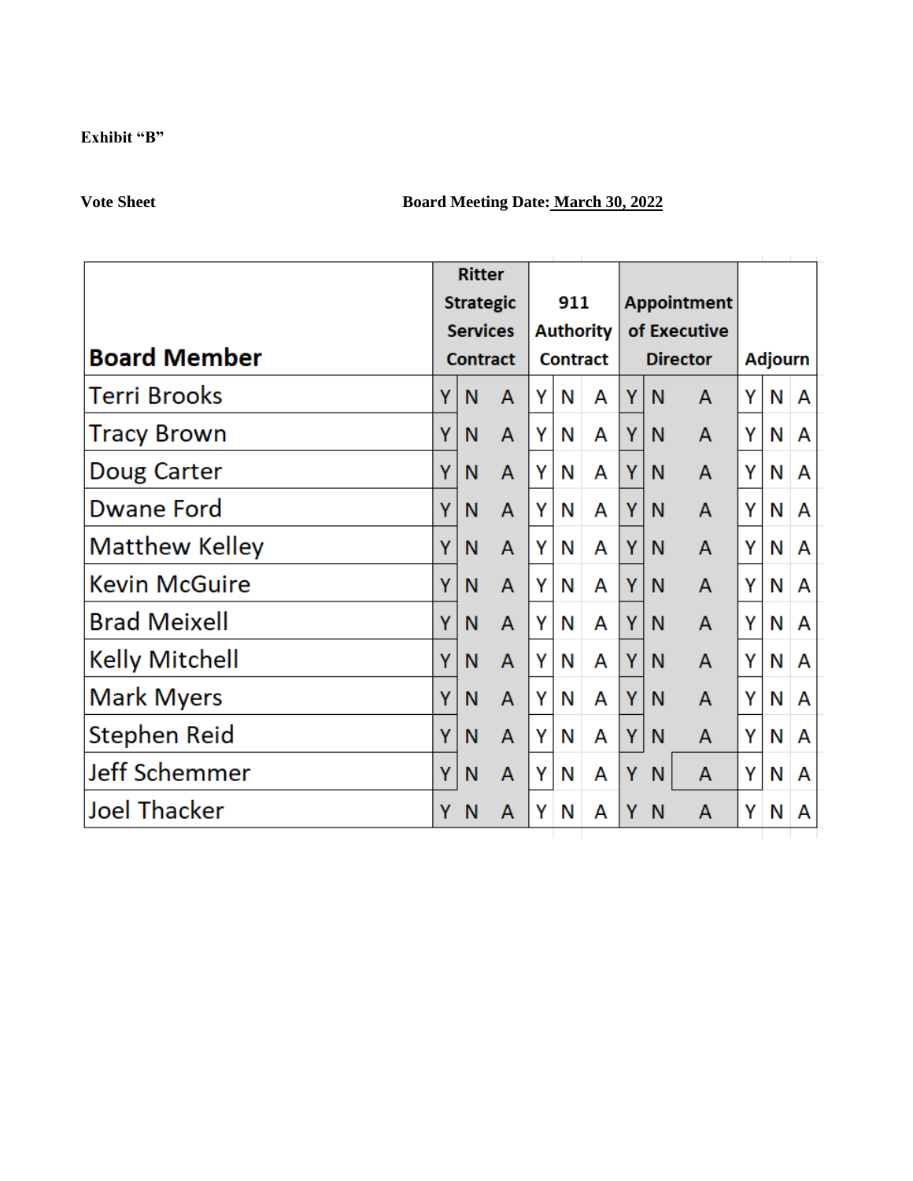**Exhibit "B"**

**Vote Sheet** **Board Meeting Date: March 30, 2022**

| Board Member | Ritter Strategic Services Contract | | | 911 Authority Contract | | | Appointment of Executive Director | | | Adjourn | | |
|---|---|---|---|---|---|---|---|---|---|---|---|---|
| Terri Brooks | Y | N | A | Y | N | A | Y | N | A | Y | N | A |
| Tracy Brown | Y | N | A | Y | N | A | Y | N | A | Y | N | A |
| Doug Carter | Y | N | A | Y | N | A | Y | N | A | Y | N | A |
| Dwane Ford | Y | N | A | Y | N | A | Y | N | A | Y | N | A |
| Matthew Kelley | Y | N | A | Y | N | A | Y | N | A | Y | N | A |
| Kevin McGuire | Y | N | A | Y | N | A | Y | N | A | Y | N | A |
| Brad Meixell | Y | N | A | Y | N | A | Y | N | A | Y | N | A |
| Kelly Mitchell | Y | N | A | Y | N | A | Y | N | A | Y | N | A |
| Mark Myers | Y | N | A | Y | N | A | Y | N | A | Y | N | A |
| Stephen Reid | Y | N | A | Y | N | A | Y | N | A | Y | N | A |
| Jeff Schemmer | Y | N | A | Y | N | A | Y | N | A | Y | N | A |
| Joel Thacker | Y | N | A | Y | N | A | Y | N | A | Y | N | A |